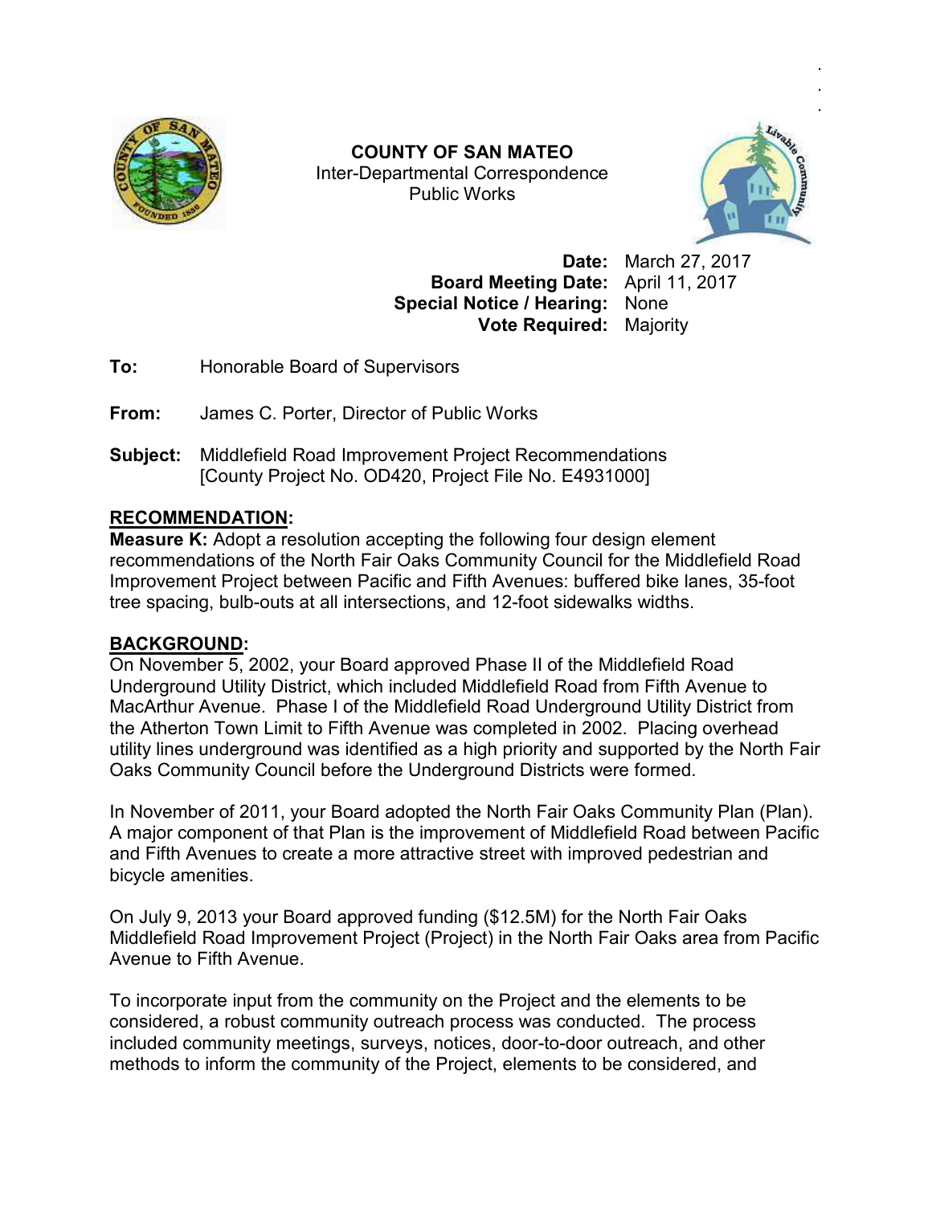**COUNTY OF SAN MATEO**
Inter-Departmental Correspondence
Public Works

**Date:** March 27, 2017
**Board Meeting Date:** April 11, 2017
**Special Notice / Hearing:** None
**Vote Required:** Majority

**To:** Honorable Board of Supervisors

**From:** James C. Porter, Director of Public Works

**Subject:** Middlefield Road Improvement Project Recommendations [County Project No. OD420, Project File No. E4931000]

## RECOMMENDATION:

**Measure K:** Adopt a resolution accepting the following four design element recommendations of the North Fair Oaks Community Council for the Middlefield Road Improvement Project between Pacific and Fifth Avenues: buffered bike lanes, 35-foot tree spacing, bulb-outs at all intersections, and 12-foot sidewalks widths.

## BACKGROUND:

On November 5, 2002, your Board approved Phase II of the Middlefield Road Underground Utility District, which included Middlefield Road from Fifth Avenue to MacArthur Avenue. Phase I of the Middlefield Road Underground Utility District from the Atherton Town Limit to Fifth Avenue was completed in 2002. Placing overhead utility lines underground was identified as a high priority and supported by the North Fair Oaks Community Council before the Underground Districts were formed.

In November of 2011, your Board adopted the North Fair Oaks Community Plan (Plan). A major component of that Plan is the improvement of Middlefield Road between Pacific and Fifth Avenues to create a more attractive street with improved pedestrian and bicycle amenities.

On July 9, 2013 your Board approved funding ($12.5M) for the North Fair Oaks Middlefield Road Improvement Project (Project) in the North Fair Oaks area from Pacific Avenue to Fifth Avenue.

To incorporate input from the community on the Project and the elements to be considered, a robust community outreach process was conducted. The process included community meetings, surveys, notices, door-to-door outreach, and other methods to inform the community of the Project, elements to be considered, and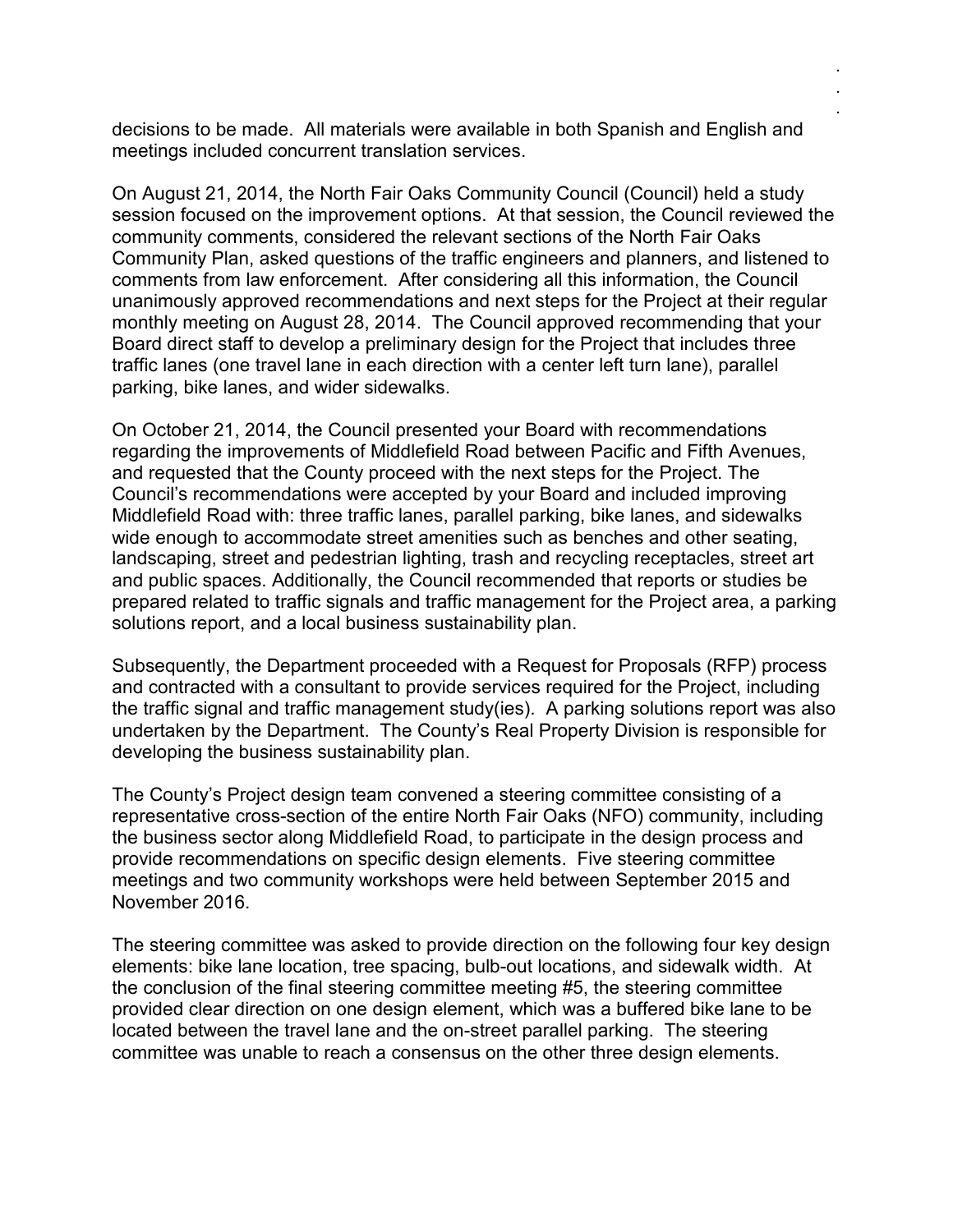decisions to be made. All materials were available in both Spanish and English and meetings included concurrent translation services.

On August 21, 2014, the North Fair Oaks Community Council (Council) held a study session focused on the improvement options. At that session, the Council reviewed the community comments, considered the relevant sections of the North Fair Oaks Community Plan, asked questions of the traffic engineers and planners, and listened to comments from law enforcement. After considering all this information, the Council unanimously approved recommendations and next steps for the Project at their regular monthly meeting on August 28, 2014. The Council approved recommending that your Board direct staff to develop a preliminary design for the Project that includes three traffic lanes (one travel lane in each direction with a center left turn lane), parallel parking, bike lanes, and wider sidewalks.

On October 21, 2014, the Council presented your Board with recommendations regarding the improvements of Middlefield Road between Pacific and Fifth Avenues, and requested that the County proceed with the next steps for the Project. The Council's recommendations were accepted by your Board and included improving Middlefield Road with: three traffic lanes, parallel parking, bike lanes, and sidewalks wide enough to accommodate street amenities such as benches and other seating, landscaping, street and pedestrian lighting, trash and recycling receptacles, street art and public spaces. Additionally, the Council recommended that reports or studies be prepared related to traffic signals and traffic management for the Project area, a parking solutions report, and a local business sustainability plan.

Subsequently, the Department proceeded with a Request for Proposals (RFP) process and contracted with a consultant to provide services required for the Project, including the traffic signal and traffic management study(ies). A parking solutions report was also undertaken by the Department. The County's Real Property Division is responsible for developing the business sustainability plan.

The County's Project design team convened a steering committee consisting of a representative cross-section of the entire North Fair Oaks (NFO) community, including the business sector along Middlefield Road, to participate in the design process and provide recommendations on specific design elements. Five steering committee meetings and two community workshops were held between September 2015 and November 2016.

The steering committee was asked to provide direction on the following four key design elements: bike lane location, tree spacing, bulb-out locations, and sidewalk width. At the conclusion of the final steering committee meeting #5, the steering committee provided clear direction on one design element, which was a buffered bike lane to be located between the travel lane and the on-street parallel parking. The steering committee was unable to reach a consensus on the other three design elements.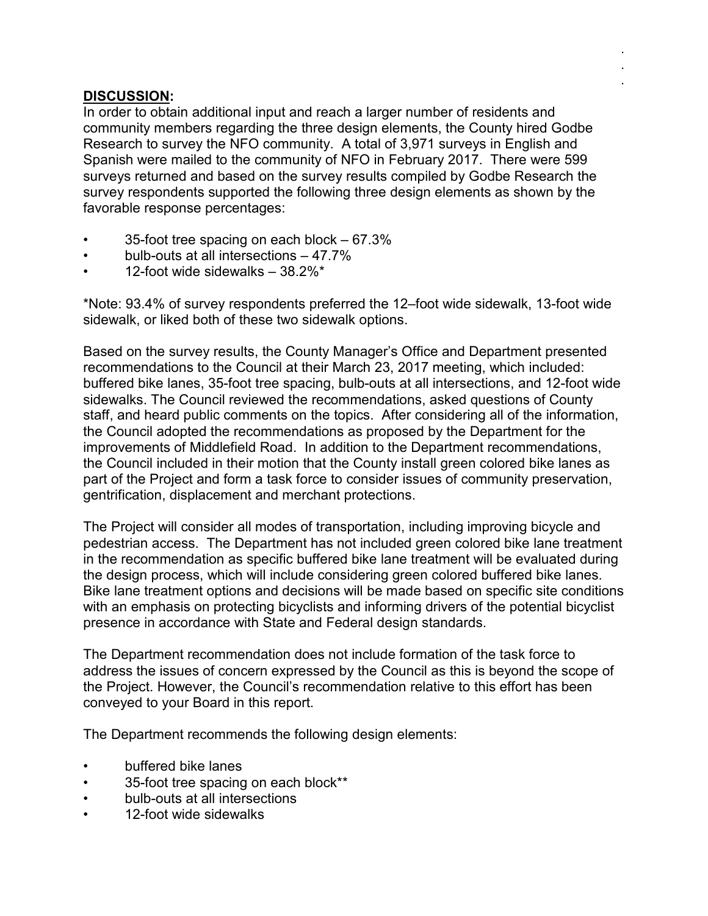**DISCUSSION:**

In order to obtain additional input and reach a larger number of residents and community members regarding the three design elements, the County hired Godbe Research to survey the NFO community. A total of 3,971 surveys in English and Spanish were mailed to the community of NFO in February 2017. There were 599 surveys returned and based on the survey results compiled by Godbe Research the survey respondents supported the following three design elements as shown by the favorable response percentages:

- 35-foot tree spacing on each block – 67.3%
- bulb-outs at all intersections – 47.7%
- 12-foot wide sidewalks – 38.2%*

*Note: 93.4% of survey respondents preferred the 12–foot wide sidewalk, 13-foot wide sidewalk, or liked both of these two sidewalk options.

Based on the survey results, the County Manager's Office and Department presented recommendations to the Council at their March 23, 2017 meeting, which included: buffered bike lanes, 35-foot tree spacing, bulb-outs at all intersections, and 12-foot wide sidewalks. The Council reviewed the recommendations, asked questions of County staff, and heard public comments on the topics. After considering all of the information, the Council adopted the recommendations as proposed by the Department for the improvements of Middlefield Road. In addition to the Department recommendations, the Council included in their motion that the County install green colored bike lanes as part of the Project and form a task force to consider issues of community preservation, gentrification, displacement and merchant protections.

The Project will consider all modes of transportation, including improving bicycle and pedestrian access. The Department has not included green colored bike lane treatment in the recommendation as specific buffered bike lane treatment will be evaluated during the design process, which will include considering green colored buffered bike lanes. Bike lane treatment options and decisions will be made based on specific site conditions with an emphasis on protecting bicyclists and informing drivers of the potential bicyclist presence in accordance with State and Federal design standards.

The Department recommendation does not include formation of the task force to address the issues of concern expressed by the Council as this is beyond the scope of the Project. However, the Council's recommendation relative to this effort has been conveyed to your Board in this report.

The Department recommends the following design elements:

- buffered bike lanes
- 35-foot tree spacing on each block**
- bulb-outs at all intersections
- 12-foot wide sidewalks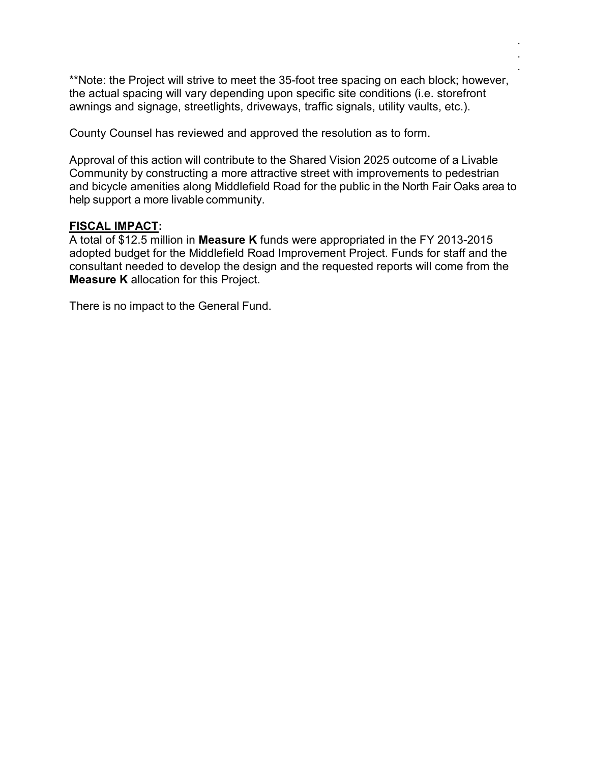**Note: the Project will strive to meet the 35-foot tree spacing on each block; however, the actual spacing will vary depending upon specific site conditions (i.e. storefront awnings and signage, streetlights, driveways, traffic signals, utility vaults, etc.).

County Counsel has reviewed and approved the resolution as to form.

Approval of this action will contribute to the Shared Vision 2025 outcome of a Livable Community by constructing a more attractive street with improvements to pedestrian and bicycle amenities along Middlefield Road for the public in the North Fair Oaks area to help support a more livable community.

**FISCAL IMPACT:**

A total of $12.5 million in **Measure K** funds were appropriated in the FY 2013-2015 adopted budget for the Middlefield Road Improvement Project. Funds for staff and the consultant needed to develop the design and the requested reports will come from the **Measure K** allocation for this Project.

There is no impact to the General Fund.